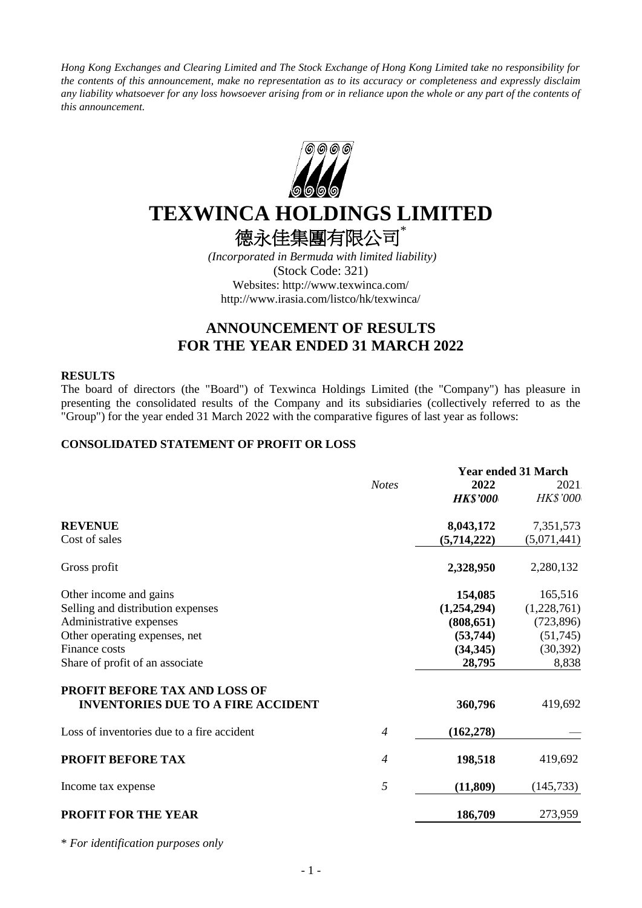*Hong Kong Exchanges and Clearing Limited and The Stock Exchange of Hong Kong Limited take no responsibility for the contents of this announcement, make no representation as to its accuracy or completeness and expressly disclaim any liability whatsoever for any loss howsoever arising from or in reliance upon the whole or any part of the contents of this announcement.*

# TEXWINCA HOLDINGS LIMITED

# 德永佳集團有限公司*

*(Incorporated in Bermuda with limited liability)*
(Stock Code: 321)
Websites: http://www.texwinca.com/
http://www.irasia.com/listco/hk/texwinca/

## ANNOUNCEMENT OF RESULTS FOR THE YEAR ENDED 31 MARCH 2022

### RESULTS

The board of directors (the "Board") of Texwinca Holdings Limited (the "Company") has pleasure in presenting the consolidated results of the Company and its subsidiaries (collectively referred to as the "Group") for the year ended 31 March 2022 with the comparative figures of last year as follows:

### CONSOLIDATED STATEMENT OF PROFIT OR LOSS

| | Notes | Year ended 31 March 2022 | 2021 |
|---|---|---|---|
| | | ***HK$'000*** | *HK$'000* |
| **REVENUE** | | **8,043,172** | 7,351,573 |
| Cost of sales | | **(5,714,222)** | (5,071,441) |
| Gross profit | | **2,328,950** | 2,280,132 |
| Other income and gains | | **154,085** | 165,516 |
| Selling and distribution expenses | | **(1,254,294)** | (1,228,761) |
| Administrative expenses | | **(808,651)** | (723,896) |
| Other operating expenses, net | | **(53,744)** | (51,745) |
| Finance costs | | **(34,345)** | (30,392) |
| Share of profit of an associate | | **28,795** | 8,838 |
| **PROFIT BEFORE TAX AND LOSS OF INVENTORIES DUE TO A FIRE ACCIDENT** | | **360,796** | 419,692 |
| Loss of inventories due to a fire accident | 4 | **(162,278)** | — |
| **PROFIT BEFORE TAX** | 4 | **198,518** | 419,692 |
| Income tax expense | 5 | **(11,809)** | (145,733) |
| **PROFIT FOR THE YEAR** | | **186,709** | 273,959 |

\* *For identification purposes only*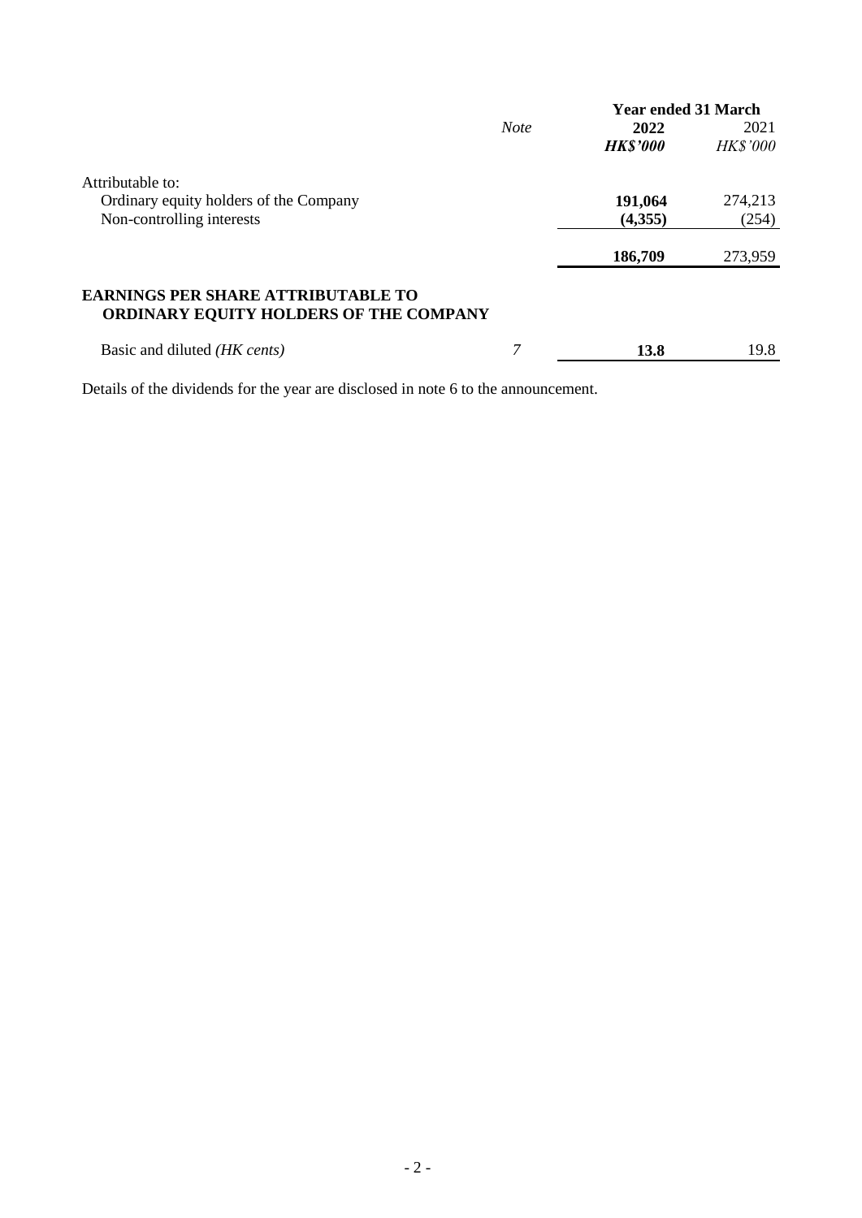| | *Note* | Year ended 31 March 2022 *HK$'000* | 2021 *HK$'000* |
|---|---|---|---|
| Attributable to: | | | |
| Ordinary equity holders of the Company | | **191,064** | 274,213 |
| Non-controlling interests | | **(4,355)** | (254) |
| | | **186,709** | 273,959 |
| **EARNINGS PER SHARE ATTRIBUTABLE TO ORDINARY EQUITY HOLDERS OF THE COMPANY** | | | |
| Basic and diluted *(HK cents)* | *7* | **13.8** | 19.8 |

Details of the dividends for the year are disclosed in note 6 to the announcement.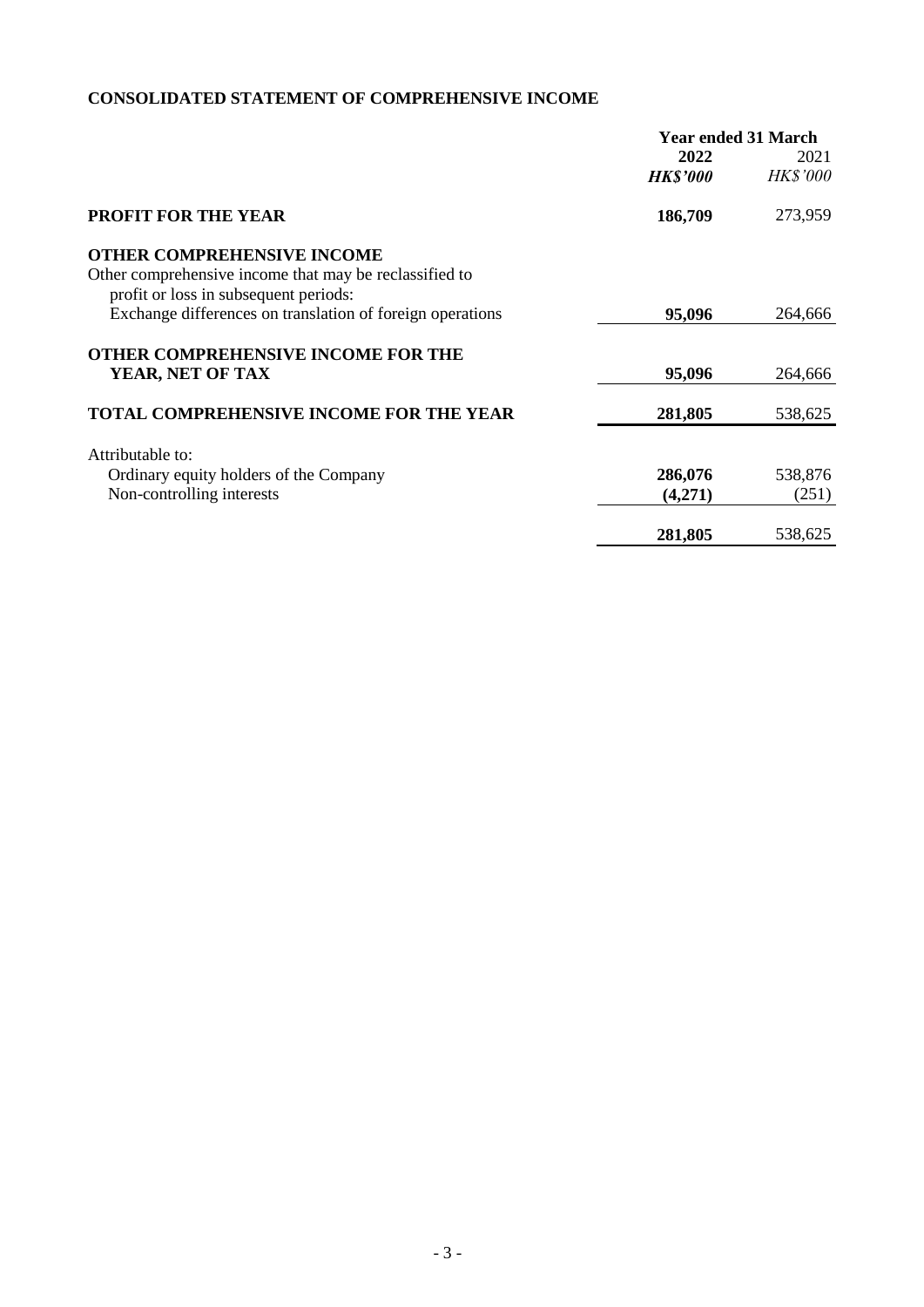## CONSOLIDATED STATEMENT OF COMPREHENSIVE INCOME

| | Year ended 31 March | |
|---|---|---|
| | **2022** | 2021 |
| | ***HK$'000*** | *HK$'000* |
| **PROFIT FOR THE YEAR** | **186,709** | 273,959 |
| **OTHER COMPREHENSIVE INCOME** | | |
| Other comprehensive income that may be reclassified to profit or loss in subsequent periods: | | |
| Exchange differences on translation of foreign operations | **95,096** | 264,666 |
| **OTHER COMPREHENSIVE INCOME FOR THE YEAR, NET OF TAX** | **95,096** | 264,666 |
| **TOTAL COMPREHENSIVE INCOME FOR THE YEAR** | **281,805** | 538,625 |
| Attributable to: | | |
| Ordinary equity holders of the Company | **286,076** | 538,876 |
| Non-controlling interests | **(4,271)** | (251) |
| | **281,805** | 538,625 |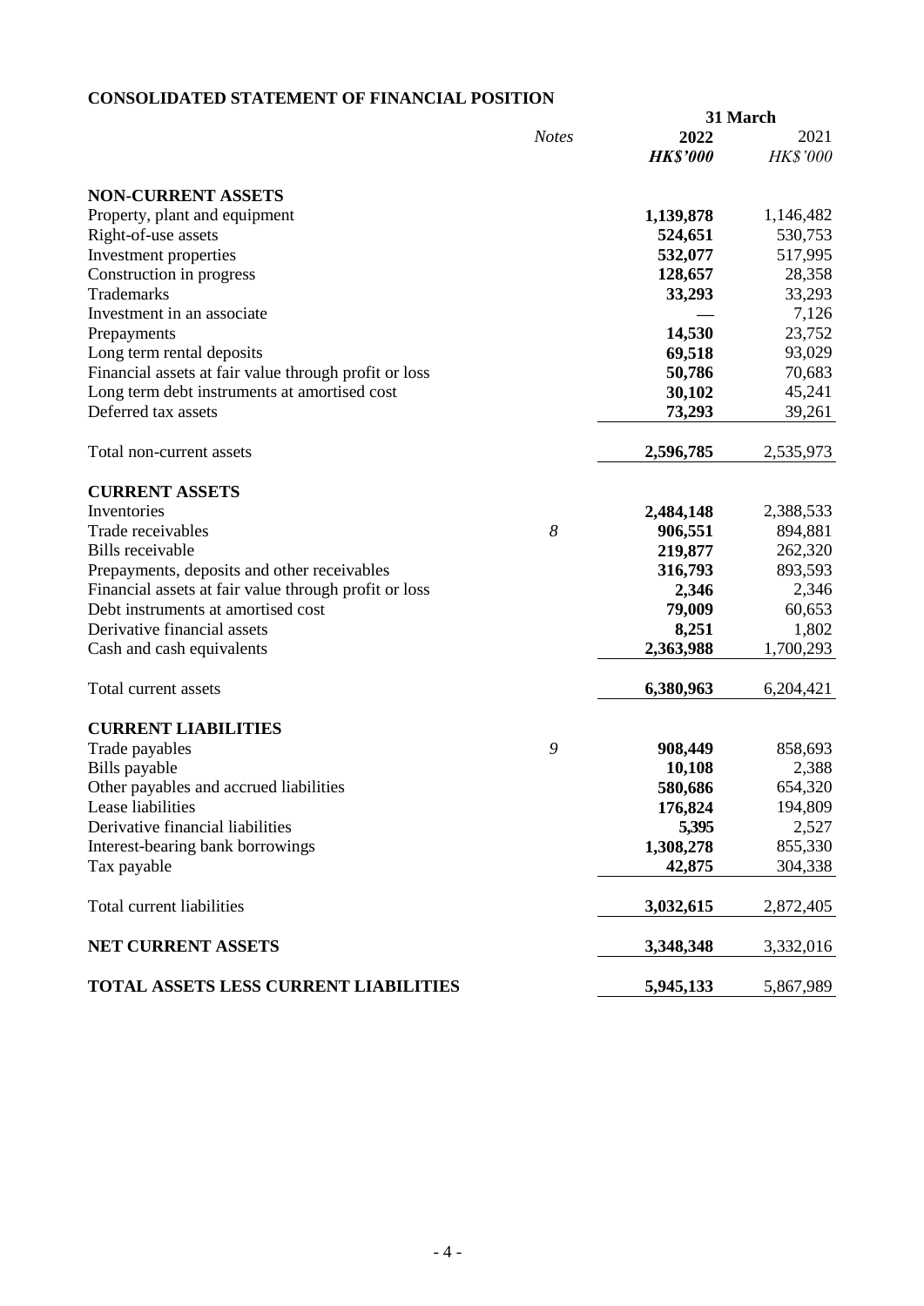## CONSOLIDATED STATEMENT OF FINANCIAL POSITION

| | Notes | 31 March 2022 | 31 March 2021 |
|---|---|---|---|
| | | ***HK$'000*** | *HK$'000* |
| **NON-CURRENT ASSETS** | | | |
| Property, plant and equipment | | **1,139,878** | 1,146,482 |
| Right-of-use assets | | **524,651** | 530,753 |
| Investment properties | | **532,077** | 517,995 |
| Construction in progress | | **128,657** | 28,358 |
| Trademarks | | **33,293** | 33,293 |
| Investment in an associate | | — | 7,126 |
| Prepayments | | **14,530** | 23,752 |
| Long term rental deposits | | **69,518** | 93,029 |
| Financial assets at fair value through profit or loss | | **50,786** | 70,683 |
| Long term debt instruments at amortised cost | | **30,102** | 45,241 |
| Deferred tax assets | | **73,293** | 39,261 |
| Total non-current assets | | **2,596,785** | 2,535,973 |
| **CURRENT ASSETS** | | | |
| Inventories | | **2,484,148** | 2,388,533 |
| Trade receivables | *8* | **906,551** | 894,881 |
| Bills receivable | | **219,877** | 262,320 |
| Prepayments, deposits and other receivables | | **316,793** | 893,593 |
| Financial assets at fair value through profit or loss | | **2,346** | 2,346 |
| Debt instruments at amortised cost | | **79,009** | 60,653 |
| Derivative financial assets | | **8,251** | 1,802 |
| Cash and cash equivalents | | **2,363,988** | 1,700,293 |
| Total current assets | | **6,380,963** | 6,204,421 |
| **CURRENT LIABILITIES** | | | |
| Trade payables | *9* | **908,449** | 858,693 |
| Bills payable | | **10,108** | 2,388 |
| Other payables and accrued liabilities | | **580,686** | 654,320 |
| Lease liabilities | | **176,824** | 194,809 |
| Derivative financial liabilities | | **5,395** | 2,527 |
| Interest-bearing bank borrowings | | **1,308,278** | 855,330 |
| Tax payable | | **42,875** | 304,338 |
| Total current liabilities | | **3,032,615** | 2,872,405 |
| **NET CURRENT ASSETS** | | **3,348,348** | 3,332,016 |
| **TOTAL ASSETS LESS CURRENT LIABILITIES** | | **5,945,133** | 5,867,989 |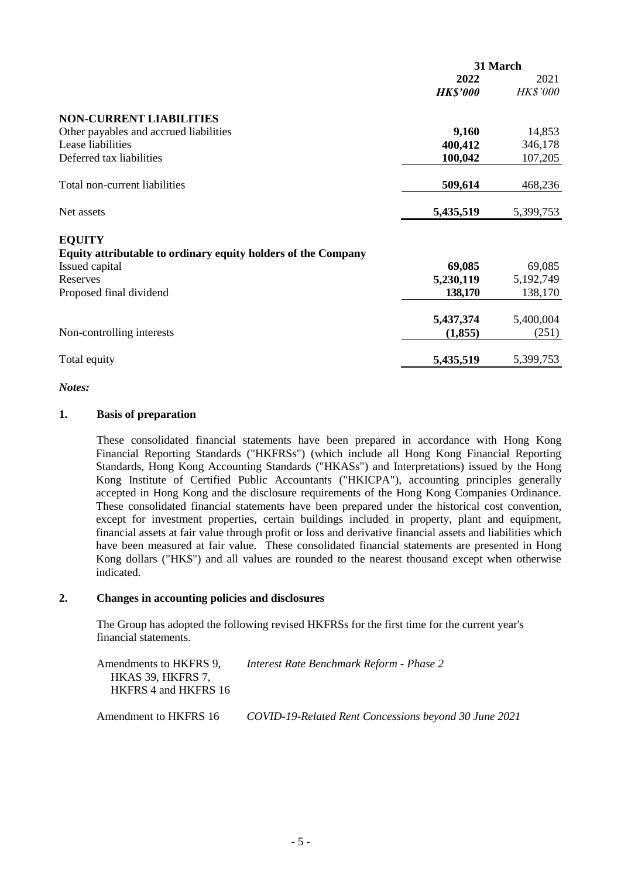| | 31 March | |
|---|---|---|
| | **2022** | 2021 |
| | ***HK$'000*** | *HK$'000* |
| **NON-CURRENT LIABILITIES** | | |
| Other payables and accrued liabilities | **9,160** | 14,853 |
| Lease liabilities | **400,412** | 346,178 |
| Deferred tax liabilities | **100,042** | 107,205 |
| Total non-current liabilities | **509,614** | 468,236 |
| Net assets | **5,435,519** | 5,399,753 |
| **EQUITY** | | |
| **Equity attributable to ordinary equity holders of the Company** | | |
| Issued capital | **69,085** | 69,085 |
| Reserves | **5,230,119** | 5,192,749 |
| Proposed final dividend | **138,170** | 138,170 |
| | **5,437,374** | 5,400,004 |
| Non-controlling interests | **(1,855)** | (251) |
| Total equity | **5,435,519** | 5,399,753 |

*Notes:*

**1. Basis of preparation**

These consolidated financial statements have been prepared in accordance with Hong Kong Financial Reporting Standards ("HKFRSs") (which include all Hong Kong Financial Reporting Standards, Hong Kong Accounting Standards ("HKASs") and Interpretations) issued by the Hong Kong Institute of Certified Public Accountants ("HKICPA"), accounting principles generally accepted in Hong Kong and the disclosure requirements of the Hong Kong Companies Ordinance. These consolidated financial statements have been prepared under the historical cost convention, except for investment properties, certain buildings included in property, plant and equipment, financial assets at fair value through profit or loss and derivative financial assets and liabilities which have been measured at fair value. These consolidated financial statements are presented in Hong Kong dollars ("HK$") and all values are rounded to the nearest thousand except when otherwise indicated.

**2. Changes in accounting policies and disclosures**

The Group has adopted the following revised HKFRSs for the first time for the current year's financial statements.

| | |
|---|---|
| Amendments to HKFRS 9, HKAS 39, HKFRS 7, HKFRS 4 and HKFRS 16 | *Interest Rate Benchmark Reform - Phase 2* |
| Amendment to HKFRS 16 | *COVID-19-Related Rent Concessions beyond 30 June 2021* |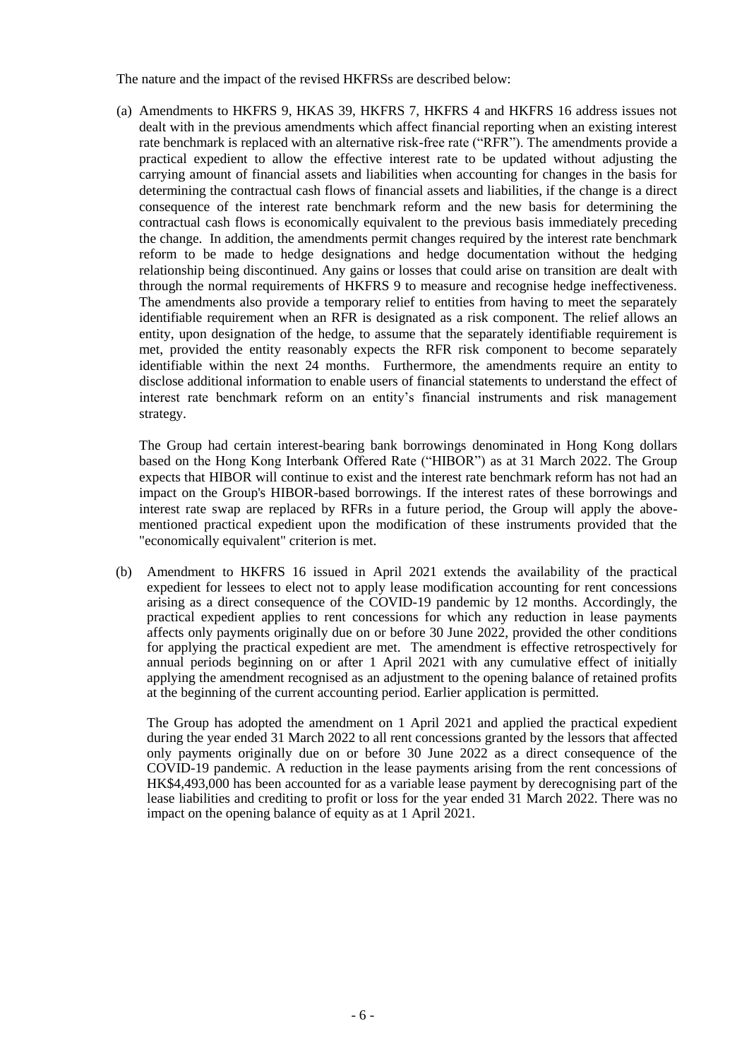The nature and the impact of the revised HKFRSs are described below:

(a) Amendments to HKFRS 9, HKAS 39, HKFRS 7, HKFRS 4 and HKFRS 16 address issues not dealt with in the previous amendments which affect financial reporting when an existing interest rate benchmark is replaced with an alternative risk-free rate ("RFR"). The amendments provide a practical expedient to allow the effective interest rate to be updated without adjusting the carrying amount of financial assets and liabilities when accounting for changes in the basis for determining the contractual cash flows of financial assets and liabilities, if the change is a direct consequence of the interest rate benchmark reform and the new basis for determining the contractual cash flows is economically equivalent to the previous basis immediately preceding the change. In addition, the amendments permit changes required by the interest rate benchmark reform to be made to hedge designations and hedge documentation without the hedging relationship being discontinued. Any gains or losses that could arise on transition are dealt with through the normal requirements of HKFRS 9 to measure and recognise hedge ineffectiveness. The amendments also provide a temporary relief to entities from having to meet the separately identifiable requirement when an RFR is designated as a risk component. The relief allows an entity, upon designation of the hedge, to assume that the separately identifiable requirement is met, provided the entity reasonably expects the RFR risk component to become separately identifiable within the next 24 months. Furthermore, the amendments require an entity to disclose additional information to enable users of financial statements to understand the effect of interest rate benchmark reform on an entity's financial instruments and risk management strategy.

    The Group had certain interest-bearing bank borrowings denominated in Hong Kong dollars based on the Hong Kong Interbank Offered Rate ("HIBOR") as at 31 March 2022. The Group expects that HIBOR will continue to exist and the interest rate benchmark reform has not had an impact on the Group's HIBOR-based borrowings. If the interest rates of these borrowings and interest rate swap are replaced by RFRs in a future period, the Group will apply the above-mentioned practical expedient upon the modification of these instruments provided that the "economically equivalent" criterion is met.

(b) Amendment to HKFRS 16 issued in April 2021 extends the availability of the practical expedient for lessees to elect not to apply lease modification accounting for rent concessions arising as a direct consequence of the COVID-19 pandemic by 12 months. Accordingly, the practical expedient applies to rent concessions for which any reduction in lease payments affects only payments originally due on or before 30 June 2022, provided the other conditions for applying the practical expedient are met. The amendment is effective retrospectively for annual periods beginning on or after 1 April 2021 with any cumulative effect of initially applying the amendment recognised as an adjustment to the opening balance of retained profits at the beginning of the current accounting period. Earlier application is permitted.

    The Group has adopted the amendment on 1 April 2021 and applied the practical expedient during the year ended 31 March 2022 to all rent concessions granted by the lessors that affected only payments originally due on or before 30 June 2022 as a direct consequence of the COVID-19 pandemic. A reduction in the lease payments arising from the rent concessions of HK$4,493,000 has been accounted for as a variable lease payment by derecognising part of the lease liabilities and crediting to profit or loss for the year ended 31 March 2022. There was no impact on the opening balance of equity as at 1 April 2021.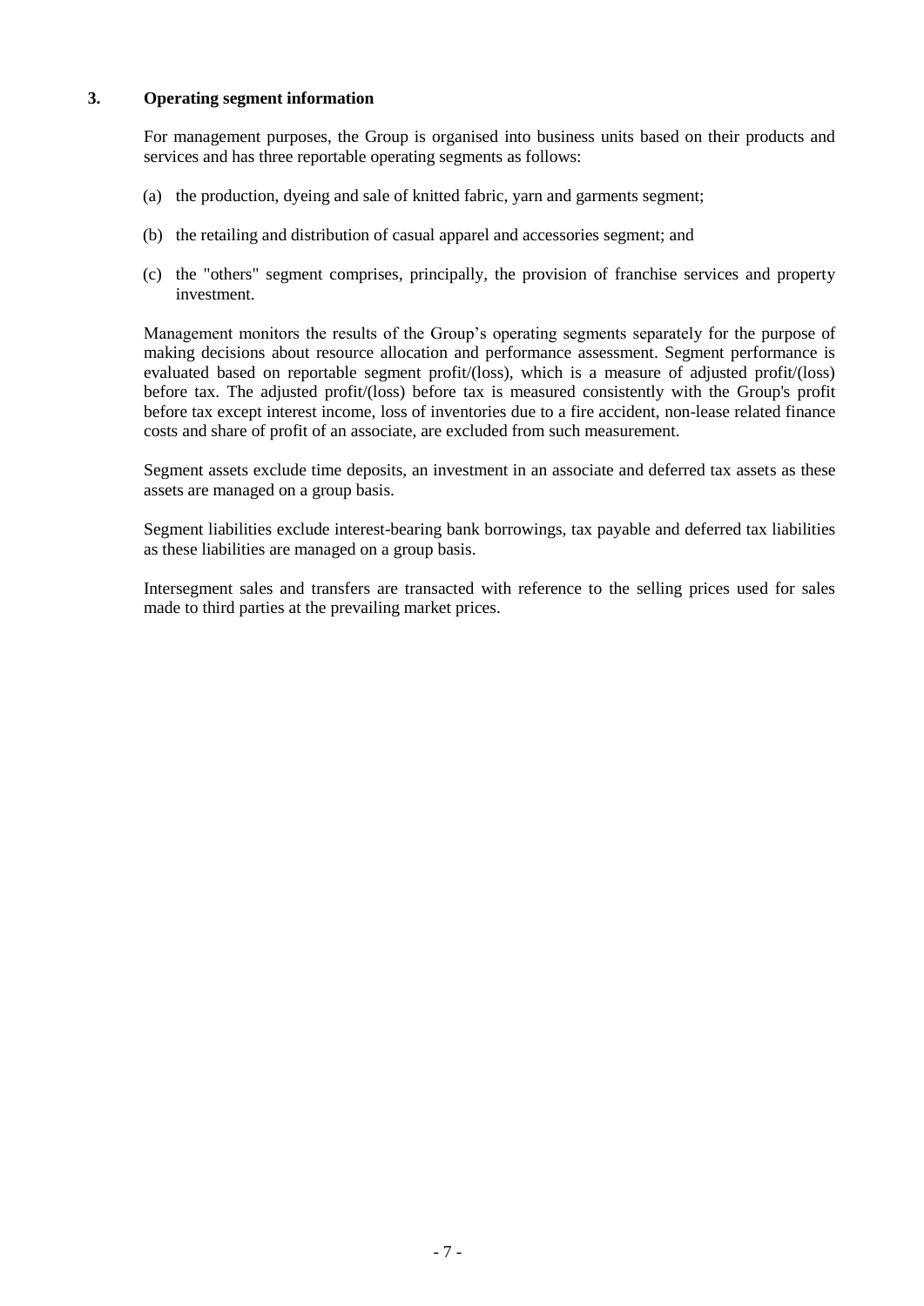## 3. Operating segment information

For management purposes, the Group is organised into business units based on their products and services and has three reportable operating segments as follows:

(a) the production, dyeing and sale of knitted fabric, yarn and garments segment;

(b) the retailing and distribution of casual apparel and accessories segment; and

(c) the "others" segment comprises, principally, the provision of franchise services and property investment.

Management monitors the results of the Group's operating segments separately for the purpose of making decisions about resource allocation and performance assessment. Segment performance is evaluated based on reportable segment profit/(loss), which is a measure of adjusted profit/(loss) before tax. The adjusted profit/(loss) before tax is measured consistently with the Group's profit before tax except interest income, loss of inventories due to a fire accident, non-lease related finance costs and share of profit of an associate, are excluded from such measurement.

Segment assets exclude time deposits, an investment in an associate and deferred tax assets as these assets are managed on a group basis.

Segment liabilities exclude interest-bearing bank borrowings, tax payable and deferred tax liabilities as these liabilities are managed on a group basis.

Intersegment sales and transfers are transacted with reference to the selling prices used for sales made to third parties at the prevailing market prices.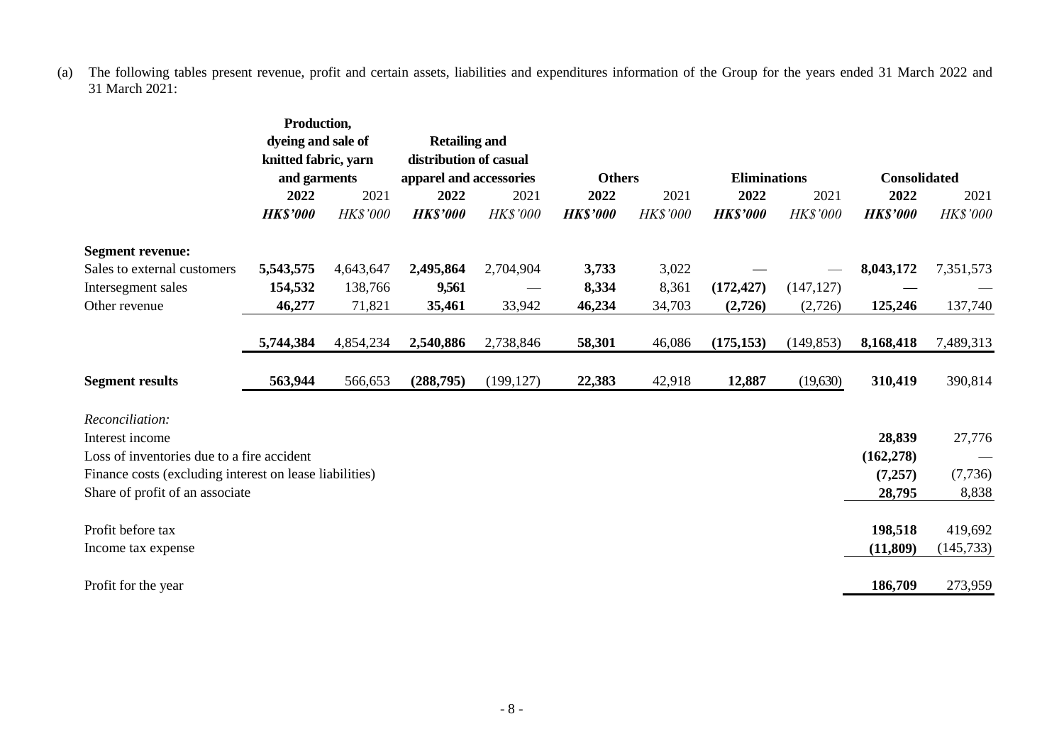(a) The following tables present revenue, profit and certain assets, liabilities and expenditures information of the Group for the years ended 31 March 2022 and 31 March 2021:

| | Production, dyeing and sale of knitted fabric, yarn and garments | | Retailing and distribution of casual apparel and accessories | | Others | | Eliminations | | Consolidated | |
|---|---|---|---|---|---|---|---|---|---|---|
| | **2022** | 2021 | **2022** | 2021 | **2022** | 2021 | **2022** | 2021 | **2022** | 2021 |
| | ***HK$'000*** | *HK$'000* | ***HK$'000*** | *HK$'000* | ***HK$'000*** | *HK$'000* | ***HK$'000*** | *HK$'000* | ***HK$'000*** | *HK$'000* |
| **Segment revenue:** | | | | | | | | | | |
| Sales to external customers | **5,543,575** | 4,643,647 | **2,495,864** | 2,704,904 | **3,733** | 3,022 | **—** | — | **8,043,172** | 7,351,573 |
| Intersegment sales | **154,532** | 138,766 | **9,561** | — | **8,334** | 8,361 | **(172,427)** | (147,127) | **—** | — |
| Other revenue | **46,277** | 71,821 | **35,461** | 33,942 | **46,234** | 34,703 | **(2,726)** | (2,726) | **125,246** | 137,740 |
| | **5,744,384** | 4,854,234 | **2,540,886** | 2,738,846 | **58,301** | 46,086 | **(175,153)** | (149,853) | **8,168,418** | 7,489,313 |
| **Segment results** | **563,944** | 566,653 | **(288,795)** | (199,127) | **22,383** | 42,918 | **12,887** | (19,630) | **310,419** | 390,814 |
| *Reconciliation:* | | | | | | | | | | |
| Interest income | | | | | | | | | **28,839** | 27,776 |
| Loss of inventories due to a fire accident | | | | | | | | | **(162,278)** | — |
| Finance costs (excluding interest on lease liabilities) | | | | | | | | | **(7,257)** | (7,736) |
| Share of profit of an associate | | | | | | | | | **28,795** | 8,838 |
| Profit before tax | | | | | | | | | **198,518** | 419,692 |
| Income tax expense | | | | | | | | | **(11,809)** | (145,733) |
| Profit for the year | | | | | | | | | **186,709** | 273,959 |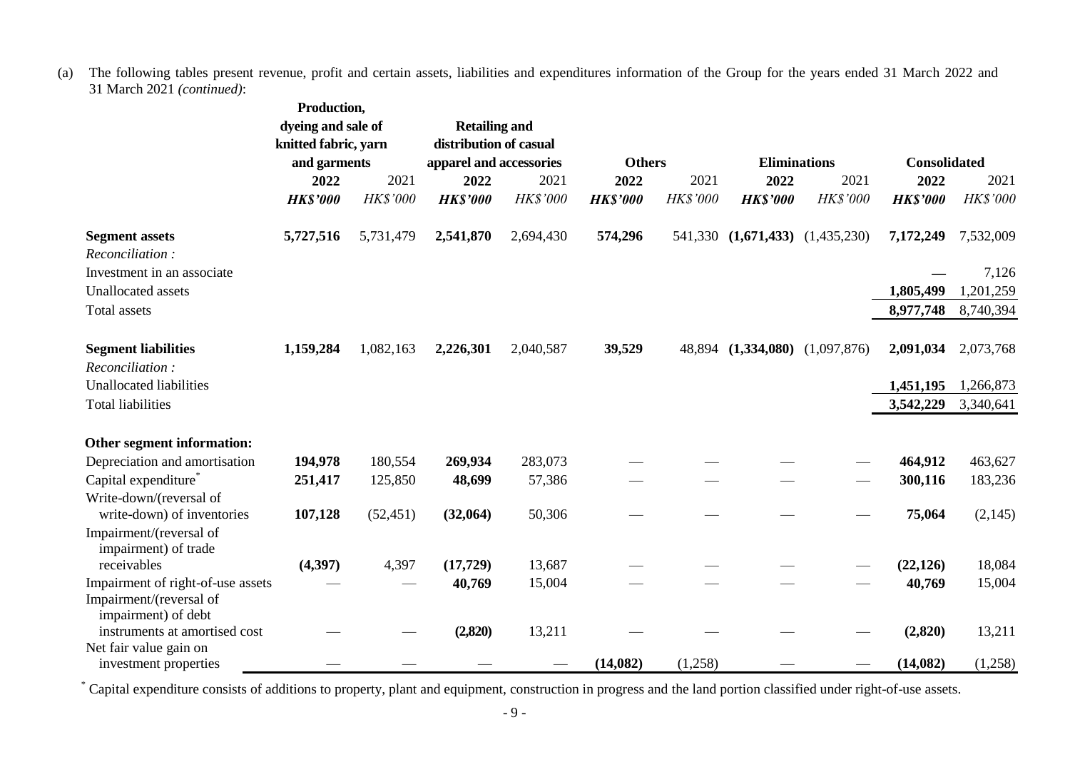(a) The following tables present revenue, profit and certain assets, liabilities and expenditures information of the Group for the years ended 31 March 2022 and 31 March 2021 *(continued)*:

| | Production, dyeing and sale of knitted fabric, yarn and garments | | Retailing and distribution of casual apparel and accessories | | Others | | Eliminations | | Consolidated | |
|---|---|---|---|---|---|---|---|---|---|---|
| | **2022** | 2021 | **2022** | 2021 | **2022** | 2021 | **2022** | 2021 | **2022** | 2021 |
| | ***HK$'000*** | *HK$'000* | ***HK$'000*** | *HK$'000* | ***HK$'000*** | *HK$'000* | ***HK$'000*** | *HK$'000* | ***HK$'000*** | *HK$'000* |
| **Segment assets** | **5,727,516** | 5,731,479 | **2,541,870** | 2,694,430 | **574,296** | 541,330 | **(1,671,433)** | (1,435,230) | **7,172,249** | 7,532,009 |
| *Reconciliation :* | | | | | | | | | | |
| Investment in an associate | | | | | | | | | **—** | 7,126 |
| Unallocated assets | | | | | | | | | **1,805,499** | 1,201,259 |
| Total assets | | | | | | | | | **8,977,748** | 8,740,394 |
| **Segment liabilities** | **1,159,284** | 1,082,163 | **2,226,301** | 2,040,587 | **39,529** | 48,894 | **(1,334,080)** | (1,097,876) | **2,091,034** | 2,073,768 |
| *Reconciliation :* | | | | | | | | | | |
| Unallocated liabilities | | | | | | | | | **1,451,195** | 1,266,873 |
| Total liabilities | | | | | | | | | **3,542,229** | 3,340,641 |
| **Other segment information:** | | | | | | | | | | |
| Depreciation and amortisation | **194,978** | 180,554 | **269,934** | 283,073 | **—** | — | **—** | — | **464,912** | 463,627 |
| Capital expenditure* | **251,417** | 125,850 | **48,699** | 57,386 | **—** | — | **—** | — | **300,116** | 183,236 |
| Write-down/(reversal of write-down) of inventories | **107,128** | (52,451) | **(32,064)** | 50,306 | **—** | — | **—** | — | **75,064** | (2,145) |
| Impairment/(reversal of impairment) of trade receivables | **(4,397)** | 4,397 | **(17,729)** | 13,687 | **—** | — | **—** | — | **(22,126)** | 18,084 |
| Impairment of right-of-use assets | **—** | — | **40,769** | 15,004 | **—** | — | **—** | — | **40,769** | 15,004 |
| Impairment/(reversal of impairment) of debt instruments at amortised cost | **—** | — | **(2,820)** | 13,211 | **—** | — | **—** | — | **(2,820)** | 13,211 |
| Net fair value gain on investment properties | **—** | — | **—** | — | **(14,082)** | (1,258) | **—** | — | **(14,082)** | (1,258) |

* Capital expenditure consists of additions to property, plant and equipment, construction in progress and the land portion classified under right-of-use assets.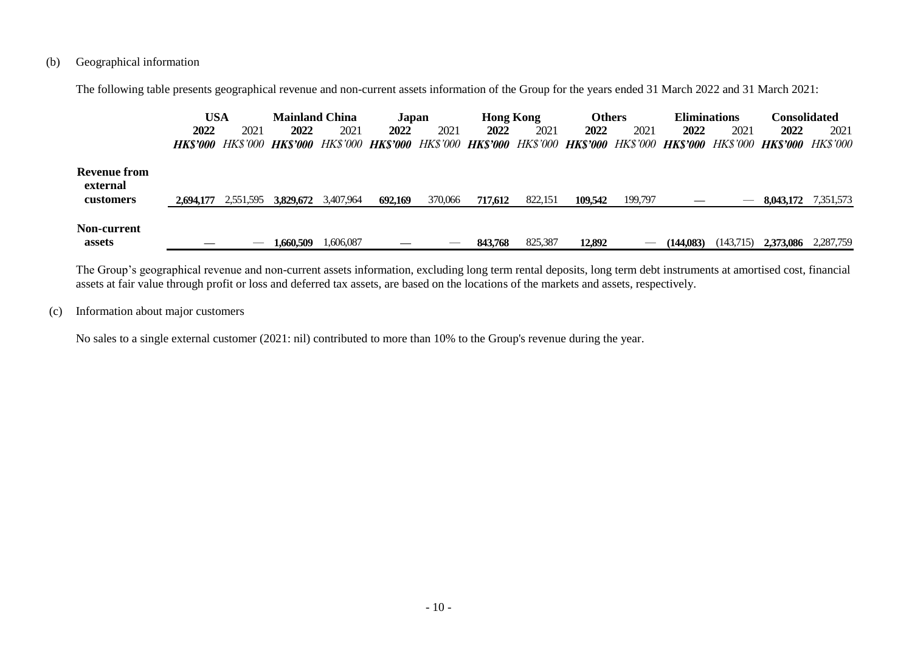(b) Geographical information

The following table presents geographical revenue and non-current assets information of the Group for the years ended 31 March 2022 and 31 March 2021:

| | USA | | Mainland China | | Japan | | Hong Kong | | Others | | Eliminations | | Consolidated | |
|---|---|---|---|---|---|---|---|---|---|---|---|---|---|---|
| | **2022** | 2021 | **2022** | 2021 | **2022** | 2021 | **2022** | 2021 | **2022** | 2021 | **2022** | 2021 | **2022** | 2021 |
| | ***HK$'000*** | *HK$'000* | ***HK$'000*** | *HK$'000* | ***HK$'000*** | *HK$'000* | ***HK$'000*** | *HK$'000* | ***HK$'000*** | *HK$'000* | ***HK$'000*** | *HK$'000* | ***HK$'000*** | *HK$'000* |
| **Revenue from external customers** | **2,694,177** | 2,551,595 | **3,829,672** | 3,407,964 | **692,169** | 370,066 | **717,612** | 822,151 | **109,542** | 199,797 | **—** | — | **8,043,172** | 7,351,573 |
| **Non-current assets** | **—** | — | **1,660,509** | 1,606,087 | **—** | — | **843,768** | 825,387 | **12,892** | — | **(144,083)** | (143,715) | **2,373,086** | 2,287,759 |

The Group's geographical revenue and non-current assets information, excluding long term rental deposits, long term debt instruments at amortised cost, financial assets at fair value through profit or loss and deferred tax assets, are based on the locations of the markets and assets, respectively.

(c) Information about major customers

No sales to a single external customer (2021: nil) contributed to more than 10% to the Group's revenue during the year.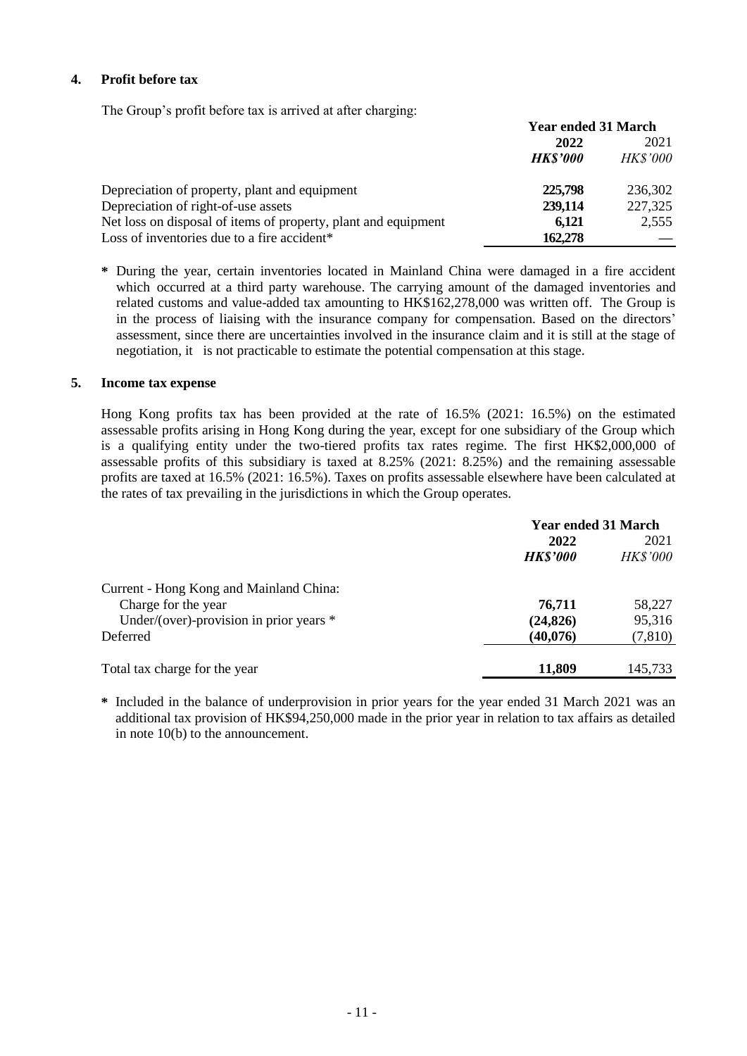## 4. Profit before tax

The Group's profit before tax is arrived at after charging:

| | Year ended 31 March | |
|---|---|---|
| | **2022** | 2021 |
| | ***HK$'000*** | *HK$'000* |
| Depreciation of property, plant and equipment | **225,798** | 236,302 |
| Depreciation of right-of-use assets | **239,114** | 227,325 |
| Net loss on disposal of items of property, plant and equipment | **6,121** | 2,555 |
| Loss of inventories due to a fire accident* | **162,278** | — |

**\*** During the year, certain inventories located in Mainland China were damaged in a fire accident which occurred at a third party warehouse. The carrying amount of the damaged inventories and related customs and value-added tax amounting to HK$162,278,000 was written off. The Group is in the process of liaising with the insurance company for compensation. Based on the directors' assessment, since there are uncertainties involved in the insurance claim and it is still at the stage of negotiation, it is not practicable to estimate the potential compensation at this stage.

## 5. Income tax expense

Hong Kong profits tax has been provided at the rate of 16.5% (2021: 16.5%) on the estimated assessable profits arising in Hong Kong during the year, except for one subsidiary of the Group which is a qualifying entity under the two-tiered profits tax rates regime. The first HK$2,000,000 of assessable profits of this subsidiary is taxed at 8.25% (2021: 8.25%) and the remaining assessable profits are taxed at 16.5% (2021: 16.5%). Taxes on profits assessable elsewhere have been calculated at the rates of tax prevailing in the jurisdictions in which the Group operates.

| | Year ended 31 March | |
|---|---|---|
| | **2022** | 2021 |
| | ***HK$'000*** | *HK$'000* |
| Current - Hong Kong and Mainland China: | | |
| Charge for the year | **76,711** | 58,227 |
| Under/(over)-provision in prior years * | **(24,826)** | 95,316 |
| Deferred | **(40,076)** | (7,810) |
| Total tax charge for the year | **11,809** | 145,733 |

**\*** Included in the balance of underprovision in prior years for the year ended 31 March 2021 was an additional tax provision of HK$94,250,000 made in the prior year in relation to tax affairs as detailed in note 10(b) to the announcement.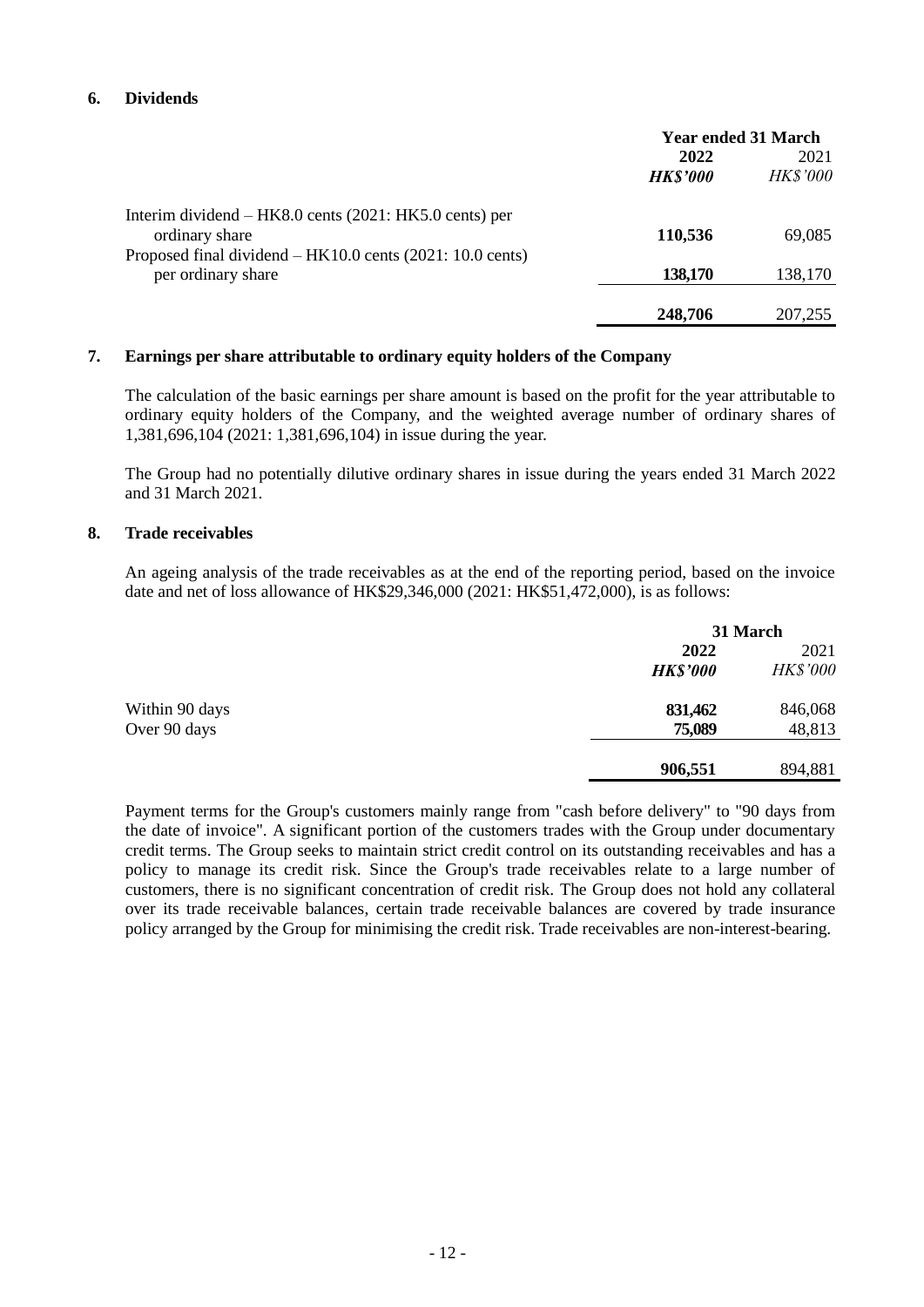## 6. Dividends

| | Year ended 31 March | |
|---|---|---|
| | **2022** | 2021 |
| | ***HK$'000*** | *HK$'000* |
| Interim dividend – HK8.0 cents (2021: HK5.0 cents) per ordinary share | **110,536** | 69,085 |
| Proposed final dividend – HK10.0 cents (2021: 10.0 cents) per ordinary share | **138,170** | 138,170 |
| | **248,706** | 207,255 |

## 7. Earnings per share attributable to ordinary equity holders of the Company

The calculation of the basic earnings per share amount is based on the profit for the year attributable to ordinary equity holders of the Company, and the weighted average number of ordinary shares of 1,381,696,104 (2021: 1,381,696,104) in issue during the year.

The Group had no potentially dilutive ordinary shares in issue during the years ended 31 March 2022 and 31 March 2021.

## 8. Trade receivables

An ageing analysis of the trade receivables as at the end of the reporting period, based on the invoice date and net of loss allowance of HK$29,346,000 (2021: HK$51,472,000), is as follows:

| | 31 March | |
|---|---|---|
| | **2022** | 2021 |
| | ***HK$'000*** | *HK$'000* |
| Within 90 days | **831,462** | 846,068 |
| Over 90 days | **75,089** | 48,813 |
| | **906,551** | 894,881 |

Payment terms for the Group's customers mainly range from "cash before delivery" to "90 days from the date of invoice". A significant portion of the customers trades with the Group under documentary credit terms. The Group seeks to maintain strict credit control on its outstanding receivables and has a policy to manage its credit risk. Since the Group's trade receivables relate to a large number of customers, there is no significant concentration of credit risk. The Group does not hold any collateral over its trade receivable balances, certain trade receivable balances are covered by trade insurance policy arranged by the Group for minimising the credit risk. Trade receivables are non-interest-bearing.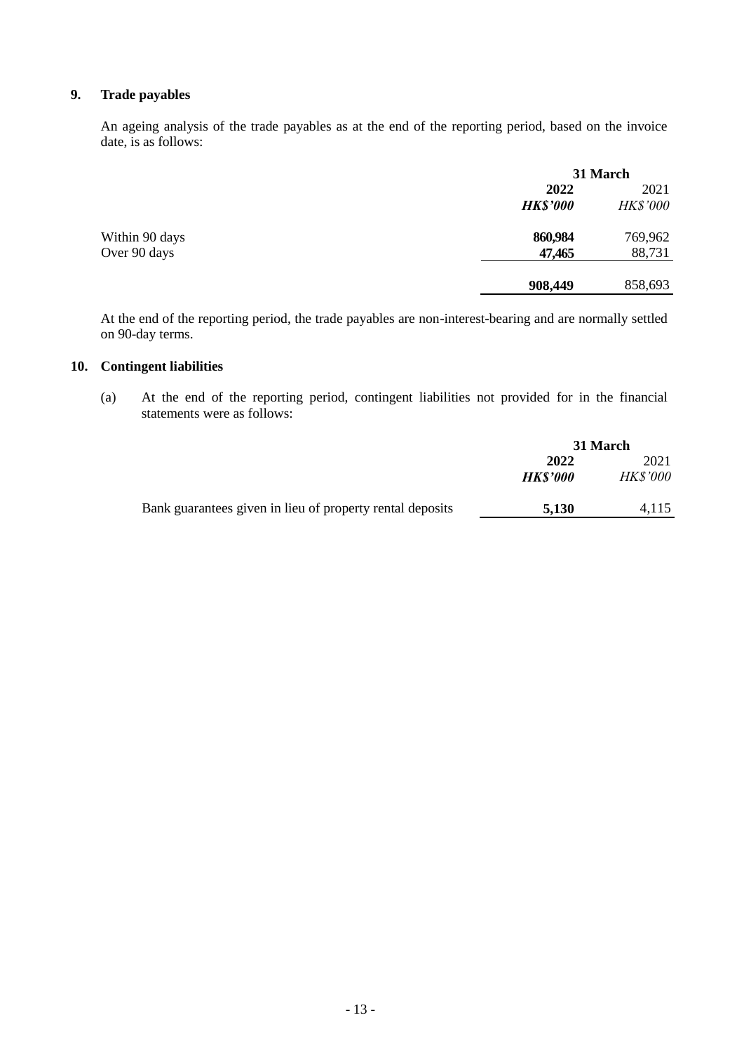## 9. Trade payables

An ageing analysis of the trade payables as at the end of the reporting period, based on the invoice date, is as follows:

| | 31 March | |
|---|---|---|
| | **2022** | 2021 |
| | ***HK$'000*** | *HK$'000* |
| Within 90 days | **860,984** | 769,962 |
| Over 90 days | **47,465** | 88,731 |
| | **908,449** | 858,693 |

At the end of the reporting period, the trade payables are non-interest-bearing and are normally settled on 90-day terms.

## 10. Contingent liabilities

(a) At the end of the reporting period, contingent liabilities not provided for in the financial statements were as follows:

| | 31 March | |
|---|---|---|
| | **2022** | 2021 |
| | ***HK$'000*** | *HK$'000* |
| Bank guarantees given in lieu of property rental deposits | **5,130** | 4,115 |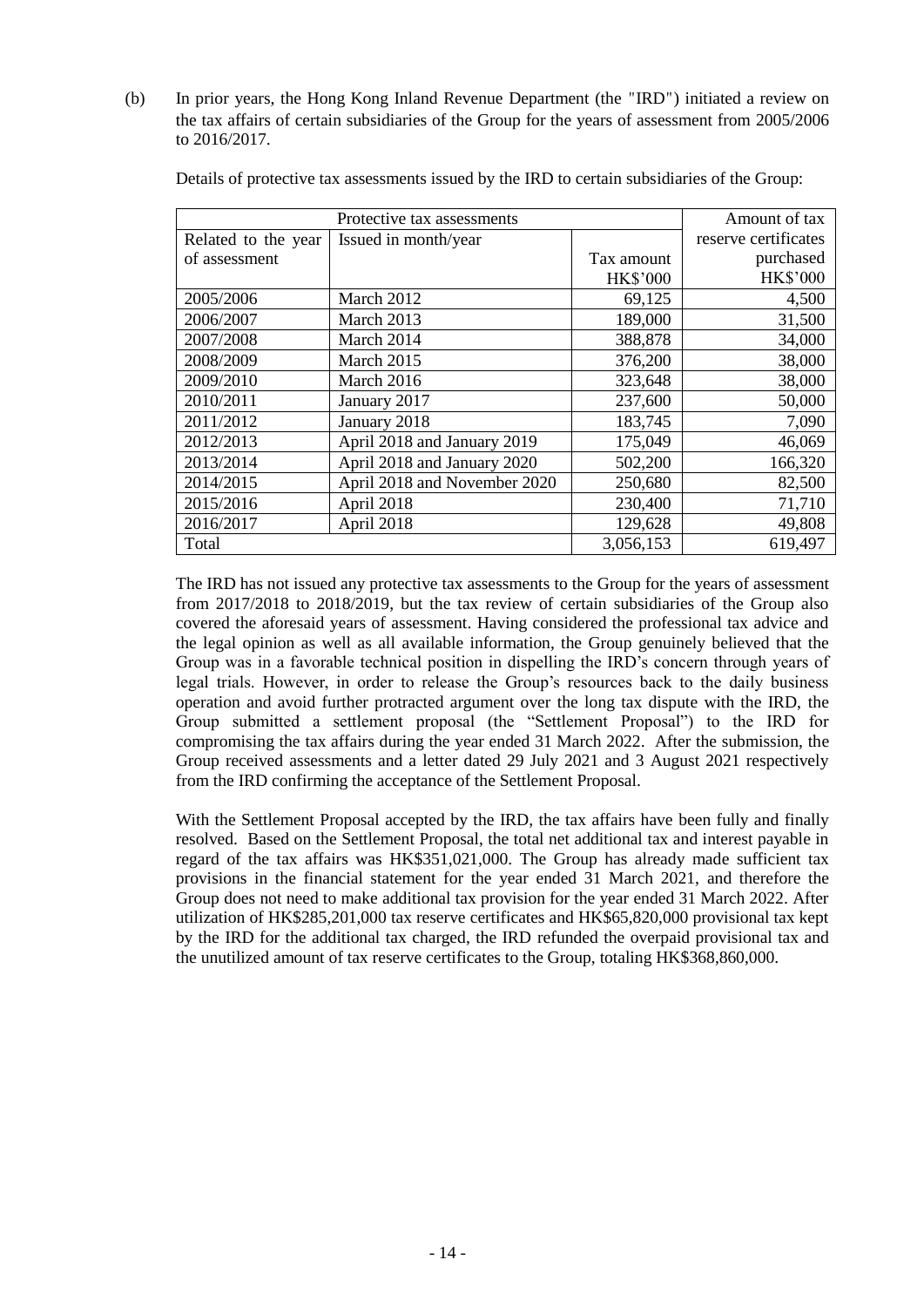(b) In prior years, the Hong Kong Inland Revenue Department (the "IRD") initiated a review on the tax affairs of certain subsidiaries of the Group for the years of assessment from 2005/2006 to 2016/2017.

Details of protective tax assessments issued by the IRD to certain subsidiaries of the Group:

| Protective tax assessments | | | Amount of tax |
|---|---|---|---|
| Related to the year of assessment | Issued in month/year | Tax amount HK$'000 | reserve certificates purchased HK$'000 |
| 2005/2006 | March 2012 | 69,125 | 4,500 |
| 2006/2007 | March 2013 | 189,000 | 31,500 |
| 2007/2008 | March 2014 | 388,878 | 34,000 |
| 2008/2009 | March 2015 | 376,200 | 38,000 |
| 2009/2010 | March 2016 | 323,648 | 38,000 |
| 2010/2011 | January 2017 | 237,600 | 50,000 |
| 2011/2012 | January 2018 | 183,745 | 7,090 |
| 2012/2013 | April 2018 and January 2019 | 175,049 | 46,069 |
| 2013/2014 | April 2018 and January 2020 | 502,200 | 166,320 |
| 2014/2015 | April 2018 and November 2020 | 250,680 | 82,500 |
| 2015/2016 | April 2018 | 230,400 | 71,710 |
| 2016/2017 | April 2018 | 129,628 | 49,808 |
| Total | | 3,056,153 | 619,497 |

The IRD has not issued any protective tax assessments to the Group for the years of assessment from 2017/2018 to 2018/2019, but the tax review of certain subsidiaries of the Group also covered the aforesaid years of assessment. Having considered the professional tax advice and the legal opinion as well as all available information, the Group genuinely believed that the Group was in a favorable technical position in dispelling the IRD's concern through years of legal trials. However, in order to release the Group's resources back to the daily business operation and avoid further protracted argument over the long tax dispute with the IRD, the Group submitted a settlement proposal (the "Settlement Proposal") to the IRD for compromising the tax affairs during the year ended 31 March 2022. After the submission, the Group received assessments and a letter dated 29 July 2021 and 3 August 2021 respectively from the IRD confirming the acceptance of the Settlement Proposal.

With the Settlement Proposal accepted by the IRD, the tax affairs have been fully and finally resolved. Based on the Settlement Proposal, the total net additional tax and interest payable in regard of the tax affairs was HK$351,021,000. The Group has already made sufficient tax provisions in the financial statement for the year ended 31 March 2021, and therefore the Group does not need to make additional tax provision for the year ended 31 March 2022. After utilization of HK$285,201,000 tax reserve certificates and HK$65,820,000 provisional tax kept by the IRD for the additional tax charged, the IRD refunded the overpaid provisional tax and the unutilized amount of tax reserve certificates to the Group, totaling HK$368,860,000.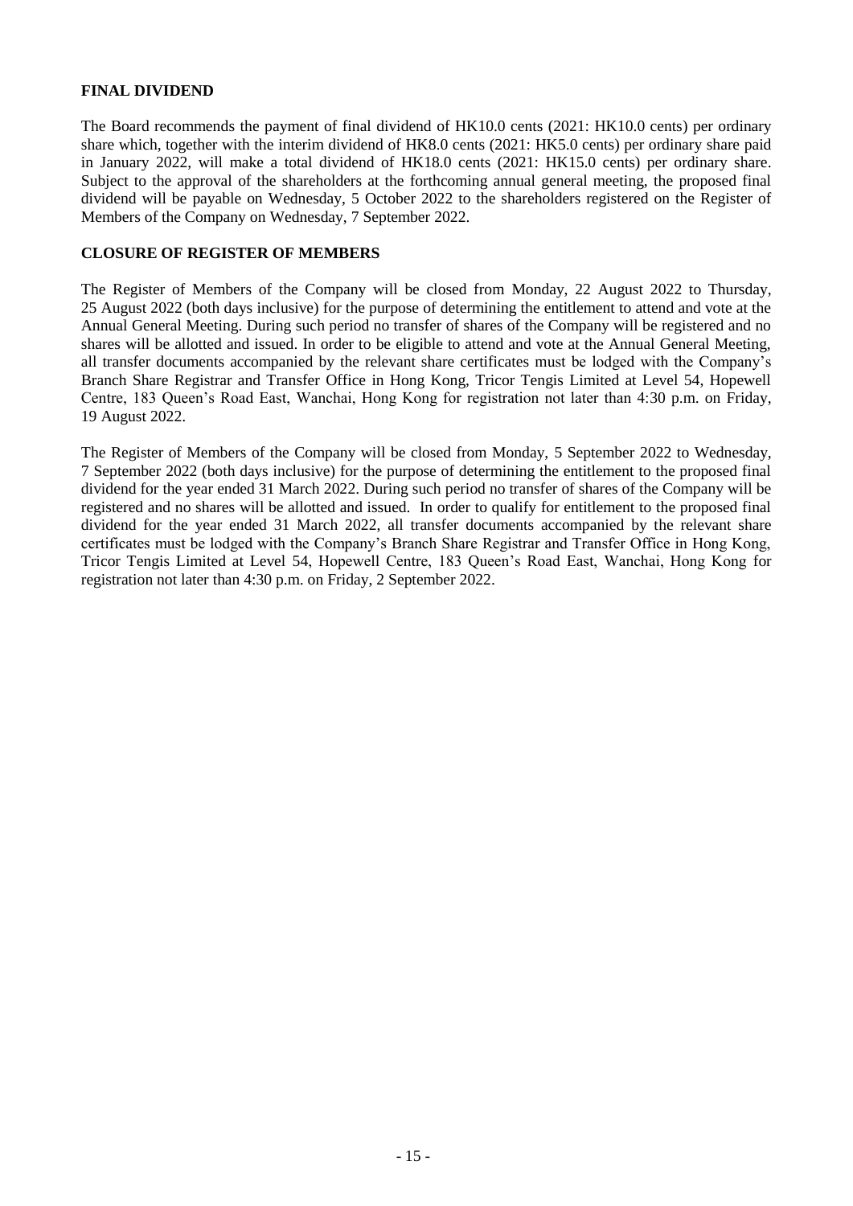## FINAL DIVIDEND

The Board recommends the payment of final dividend of HK10.0 cents (2021: HK10.0 cents) per ordinary share which, together with the interim dividend of HK8.0 cents (2021: HK5.0 cents) per ordinary share paid in January 2022, will make a total dividend of HK18.0 cents (2021: HK15.0 cents) per ordinary share. Subject to the approval of the shareholders at the forthcoming annual general meeting, the proposed final dividend will be payable on Wednesday, 5 October 2022 to the shareholders registered on the Register of Members of the Company on Wednesday, 7 September 2022.

## CLOSURE OF REGISTER OF MEMBERS

The Register of Members of the Company will be closed from Monday, 22 August 2022 to Thursday, 25 August 2022 (both days inclusive) for the purpose of determining the entitlement to attend and vote at the Annual General Meeting. During such period no transfer of shares of the Company will be registered and no shares will be allotted and issued. In order to be eligible to attend and vote at the Annual General Meeting, all transfer documents accompanied by the relevant share certificates must be lodged with the Company's Branch Share Registrar and Transfer Office in Hong Kong, Tricor Tengis Limited at Level 54, Hopewell Centre, 183 Queen's Road East, Wanchai, Hong Kong for registration not later than 4:30 p.m. on Friday, 19 August 2022.

The Register of Members of the Company will be closed from Monday, 5 September 2022 to Wednesday, 7 September 2022 (both days inclusive) for the purpose of determining the entitlement to the proposed final dividend for the year ended 31 March 2022. During such period no transfer of shares of the Company will be registered and no shares will be allotted and issued. In order to qualify for entitlement to the proposed final dividend for the year ended 31 March 2022, all transfer documents accompanied by the relevant share certificates must be lodged with the Company's Branch Share Registrar and Transfer Office in Hong Kong, Tricor Tengis Limited at Level 54, Hopewell Centre, 183 Queen's Road East, Wanchai, Hong Kong for registration not later than 4:30 p.m. on Friday, 2 September 2022.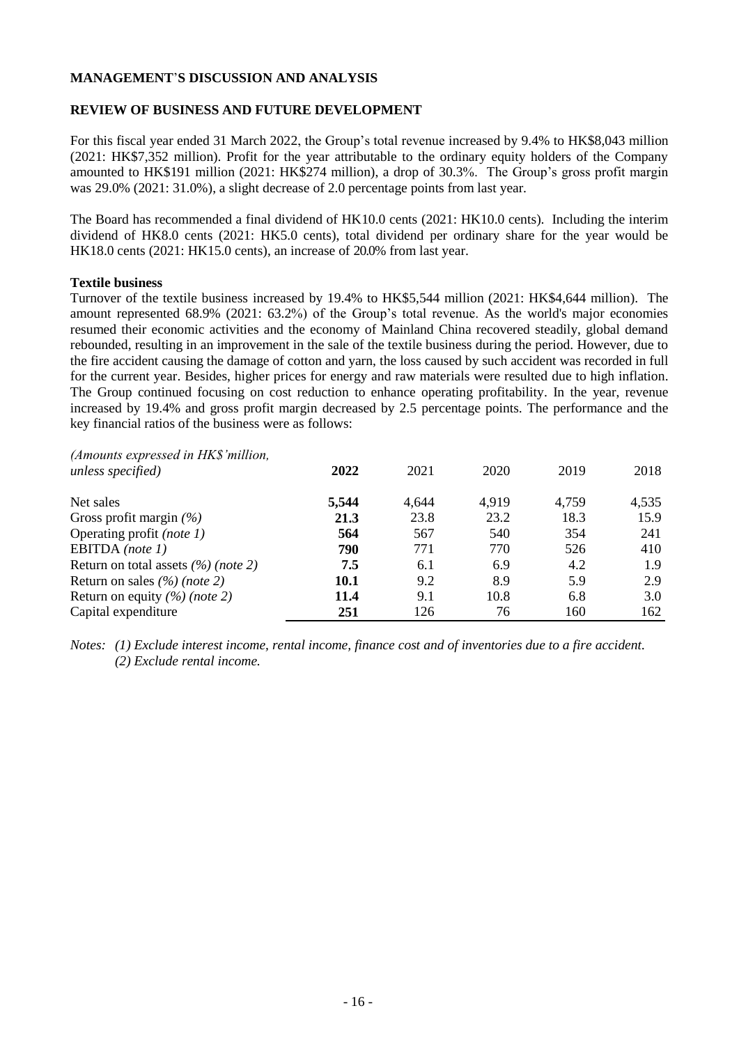## MANAGEMENT`S DISCUSSION AND ANALYSIS

### REVIEW OF BUSINESS AND FUTURE DEVELOPMENT

For this fiscal year ended 31 March 2022, the Group's total revenue increased by 9.4% to HK$8,043 million (2021: HK$7,352 million). Profit for the year attributable to the ordinary equity holders of the Company amounted to HK$191 million (2021: HK$274 million), a drop of 30.3%. The Group's gross profit margin was 29.0% (2021: 31.0%), a slight decrease of 2.0 percentage points from last year.

The Board has recommended a final dividend of HK10.0 cents (2021: HK10.0 cents). Including the interim dividend of HK8.0 cents (2021: HK5.0 cents), total dividend per ordinary share for the year would be HK18.0 cents (2021: HK15.0 cents), an increase of 20.0% from last year.

**Textile business**

Turnover of the textile business increased by 19.4% to HK$5,544 million (2021: HK$4,644 million). The amount represented 68.9% (2021: 63.2%) of the Group's total revenue. As the world's major economies resumed their economic activities and the economy of Mainland China recovered steadily, global demand rebounded, resulting in an improvement in the sale of the textile business during the period. However, due to the fire accident causing the damage of cotton and yarn, the loss caused by such accident was recorded in full for the current year. Besides, higher prices for energy and raw materials were resulted due to high inflation. The Group continued focusing on cost reduction to enhance operating profitability. In the year, revenue increased by 19.4% and gross profit margin decreased by 2.5 percentage points. The performance and the key financial ratios of the business were as follows:

| *(Amounts expressed in HK$'million, unless specified)* | **2022** | 2021 | 2020 | 2019 | 2018 |
|---|---|---|---|---|---|
| Net sales | **5,544** | 4,644 | 4,919 | 4,759 | 4,535 |
| Gross profit margin *(%)* | **21.3** | 23.8 | 23.2 | 18.3 | 15.9 |
| Operating profit *(note 1)* | **564** | 567 | 540 | 354 | 241 |
| EBITDA *(note 1)* | **790** | 771 | 770 | 526 | 410 |
| Return on total assets *(%) (note 2)* | **7.5** | 6.1 | 6.9 | 4.2 | 1.9 |
| Return on sales *(%) (note 2)* | **10.1** | 9.2 | 8.9 | 5.9 | 2.9 |
| Return on equity *(%) (note 2)* | **11.4** | 9.1 | 10.8 | 6.8 | 3.0 |
| Capital expenditure | **251** | 126 | 76 | 160 | 162 |

*Notes: (1) Exclude interest income, rental income, finance cost and of inventories due to a fire accident.*
*(2) Exclude rental income.*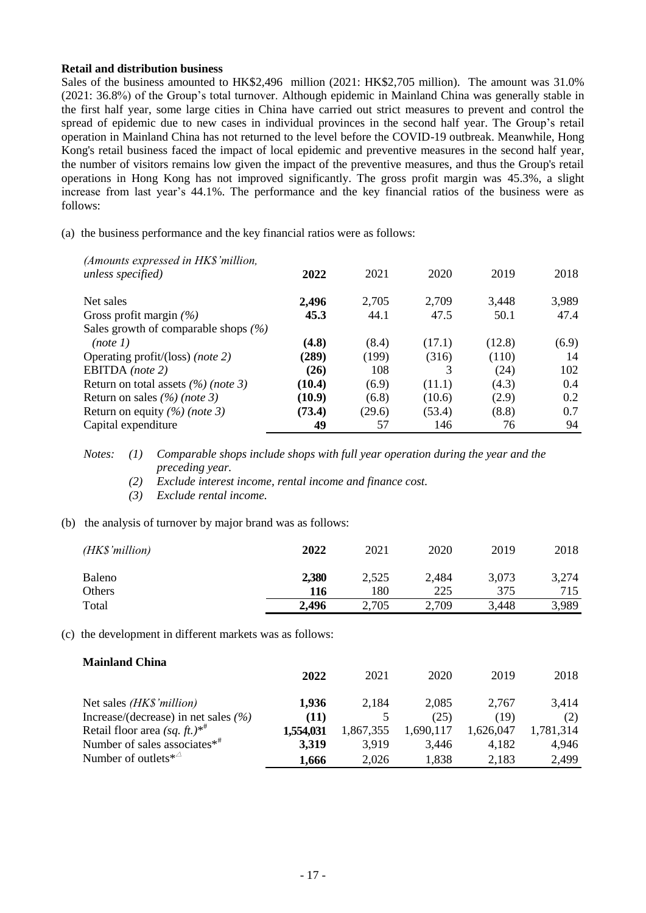**Retail and distribution business**

Sales of the business amounted to HK$2,496 million (2021: HK$2,705 million). The amount was 31.0% (2021: 36.8%) of the Group's total turnover. Although epidemic in Mainland China was generally stable in the first half year, some large cities in China have carried out strict measures to prevent and control the spread of epidemic due to new cases in individual provinces in the second half year. The Group's retail operation in Mainland China has not returned to the level before the COVID-19 outbreak. Meanwhile, Hong Kong's retail business faced the impact of local epidemic and preventive measures in the second half year, the number of visitors remains low given the impact of the preventive measures, and thus the Group's retail operations in Hong Kong has not improved significantly. The gross profit margin was 45.3%, a slight increase from last year's 44.1%. The performance and the key financial ratios of the business were as follows:

(a) the business performance and the key financial ratios were as follows:

| *(Amounts expressed in HK$'million, unless specified)* | **2022** | 2021 | 2020 | 2019 | 2018 |
|---|---|---|---|---|---|
| Net sales | **2,496** | 2,705 | 2,709 | 3,448 | 3,989 |
| Gross profit margin *(%)* | **45.3** | 44.1 | 47.5 | 50.1 | 47.4 |
| Sales growth of comparable shops *(%)* *(note 1)* | **(4.8)** | (8.4) | (17.1) | (12.8) | (6.9) |
| Operating profit/(loss) *(note 2)* | **(289)** | (199) | (316) | (110) | 14 |
| EBITDA *(note 2)* | **(26)** | 108 | 3 | (24) | 102 |
| Return on total assets *(%)* *(note 3)* | **(10.4)** | (6.9) | (11.1) | (4.3) | 0.4 |
| Return on sales *(%)* *(note 3)* | **(10.9)** | (6.8) | (10.6) | (2.9) | 0.2 |
| Return on equity *(%)* *(note 3)* | **(73.4)** | (29.6) | (53.4) | (8.8) | 0.7 |
| Capital expenditure | **49** | 57 | 146 | 76 | 94 |

*Notes:*
*(1) Comparable shops include shops with full year operation during the year and the preceding year.*
*(2) Exclude interest income, rental income and finance cost.*
*(3) Exclude rental income.*

(b) the analysis of turnover by major brand was as follows:

| *(HK$'million)* | **2022** | 2021 | 2020 | 2019 | 2018 |
|---|---|---|---|---|---|
| Baleno | **2,380** | 2,525 | 2,484 | 3,073 | 3,274 |
| Others | **116** | 180 | 225 | 375 | 715 |
| Total | **2,496** | 2,705 | 2,709 | 3,448 | 3,989 |

(c) the development in different markets was as follows:

**Mainland China**

| | **2022** | 2021 | 2020 | 2019 | 2018 |
|---|---|---|---|---|---|
| Net sales *(HK$'million)* | **1,936** | 2,184 | 2,085 | 2,767 | 3,414 |
| Increase/(decrease) in net sales *(%)* | **(11)** | 5 | (25) | (19) | (2) |
| Retail floor area *(sq. ft.)*\*# | **1,554,031** | 1,867,355 | 1,690,117 | 1,626,047 | 1,781,314 |
| Number of sales associates\*# | **3,319** | 3,919 | 3,446 | 4,182 | 4,946 |
| Number of outlets\*△ | **1,666** | 2,026 | 1,838 | 2,183 | 2,499 |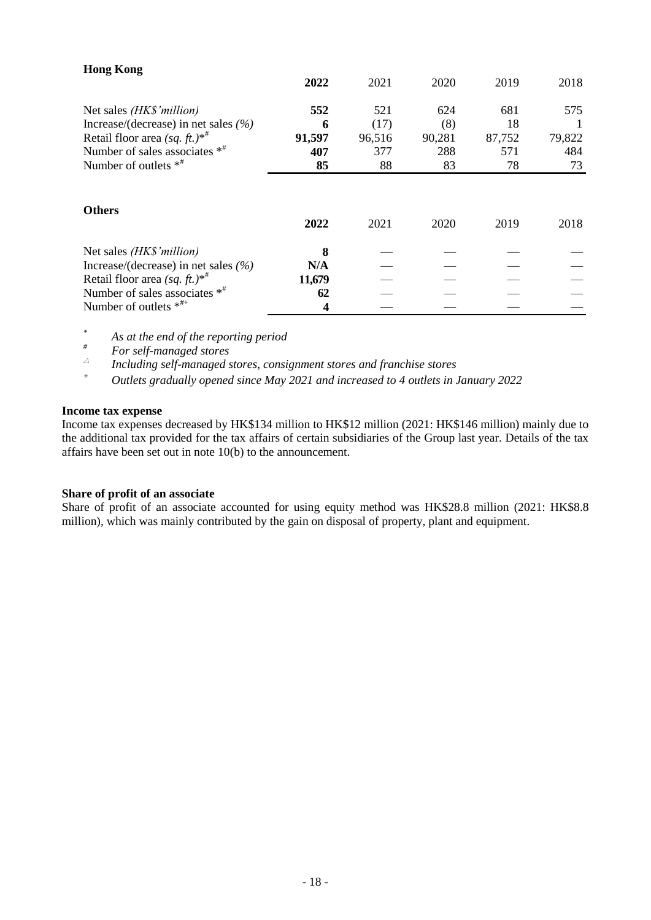### Hong Kong

| | **2022** | 2021 | 2020 | 2019 | 2018 |
|---|---|---|---|---|---|
| Net sales *(HK$'million)* | **552** | 521 | 624 | 681 | 575 |
| Increase/(decrease) in net sales *(%)* | **6** | (17) | (8) | 18 | 1 |
| Retail floor area *(sq. ft.)*\*# | **91,597** | 96,516 | 90,281 | 87,752 | 79,822 |
| Number of sales associates \*# | **407** | 377 | 288 | 571 | 484 |
| Number of outlets \*# | **85** | 88 | 83 | 78 | 73 |

### Others

| | **2022** | 2021 | 2020 | 2019 | 2018 |
|---|---|---|---|---|---|
| Net sales *(HK$'million)* | **8** | — | — | — | — |
| Increase/(decrease) in net sales *(%)* | **N/A** | — | — | — | — |
| Retail floor area *(sq. ft.)*\*# | **11,679** | — | — | — | — |
| Number of sales associates \*# | **62** | — | — | — | — |
| Number of outlets \*#+ | **4** | — | — | — | — |

\* *As at the end of the reporting period*

\# *For self-managed stores*

△ *Including self-managed stores, consignment stores and franchise stores*

\+ *Outlets gradually opened since May 2021 and increased to 4 outlets in January 2022*

**Income tax expense**

Income tax expenses decreased by HK$134 million to HK$12 million (2021: HK$146 million) mainly due to the additional tax provided for the tax affairs of certain subsidiaries of the Group last year. Details of the tax affairs have been set out in note 10(b) to the announcement.

**Share of profit of an associate**

Share of profit of an associate accounted for using equity method was HK$28.8 million (2021: HK$8.8 million), which was mainly contributed by the gain on disposal of property, plant and equipment.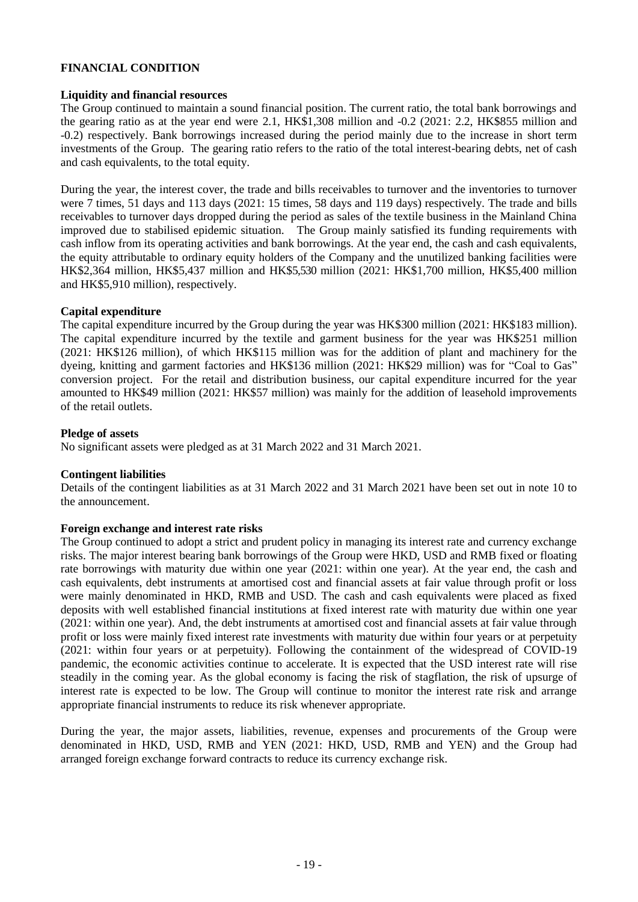## FINANCIAL CONDITION

### Liquidity and financial resources

The Group continued to maintain a sound financial position. The current ratio, the total bank borrowings and the gearing ratio as at the year end were 2.1, HK$1,308 million and -0.2 (2021: 2.2, HK$855 million and -0.2) respectively. Bank borrowings increased during the period mainly due to the increase in short term investments of the Group. The gearing ratio refers to the ratio of the total interest-bearing debts, net of cash and cash equivalents, to the total equity.

During the year, the interest cover, the trade and bills receivables to turnover and the inventories to turnover were 7 times, 51 days and 113 days (2021: 15 times, 58 days and 119 days) respectively. The trade and bills receivables to turnover days dropped during the period as sales of the textile business in the Mainland China improved due to stabilised epidemic situation. The Group mainly satisfied its funding requirements with cash inflow from its operating activities and bank borrowings. At the year end, the cash and cash equivalents, the equity attributable to ordinary equity holders of the Company and the unutilized banking facilities were HK$2,364 million, HK$5,437 million and HK$5,530 million (2021: HK$1,700 million, HK$5,400 million and HK$5,910 million), respectively.

### Capital expenditure

The capital expenditure incurred by the Group during the year was HK$300 million (2021: HK$183 million). The capital expenditure incurred by the textile and garment business for the year was HK$251 million (2021: HK$126 million), of which HK$115 million was for the addition of plant and machinery for the dyeing, knitting and garment factories and HK$136 million (2021: HK$29 million) was for "Coal to Gas" conversion project. For the retail and distribution business, our capital expenditure incurred for the year amounted to HK$49 million (2021: HK$57 million) was mainly for the addition of leasehold improvements of the retail outlets.

### Pledge of assets

No significant assets were pledged as at 31 March 2022 and 31 March 2021.

### Contingent liabilities

Details of the contingent liabilities as at 31 March 2022 and 31 March 2021 have been set out in note 10 to the announcement.

### Foreign exchange and interest rate risks

The Group continued to adopt a strict and prudent policy in managing its interest rate and currency exchange risks. The major interest bearing bank borrowings of the Group were HKD, USD and RMB fixed or floating rate borrowings with maturity due within one year (2021: within one year). At the year end, the cash and cash equivalents, debt instruments at amortised cost and financial assets at fair value through profit or loss were mainly denominated in HKD, RMB and USD. The cash and cash equivalents were placed as fixed deposits with well established financial institutions at fixed interest rate with maturity due within one year (2021: within one year). And, the debt instruments at amortised cost and financial assets at fair value through profit or loss were mainly fixed interest rate investments with maturity due within four years or at perpetuity (2021: within four years or at perpetuity). Following the containment of the widespread of COVID-19 pandemic, the economic activities continue to accelerate. It is expected that the USD interest rate will rise steadily in the coming year. As the global economy is facing the risk of stagflation, the risk of upsurge of interest rate is expected to be low. The Group will continue to monitor the interest rate risk and arrange appropriate financial instruments to reduce its risk whenever appropriate.

During the year, the major assets, liabilities, revenue, expenses and procurements of the Group were denominated in HKD, USD, RMB and YEN (2021: HKD, USD, RMB and YEN) and the Group had arranged foreign exchange forward contracts to reduce its currency exchange risk.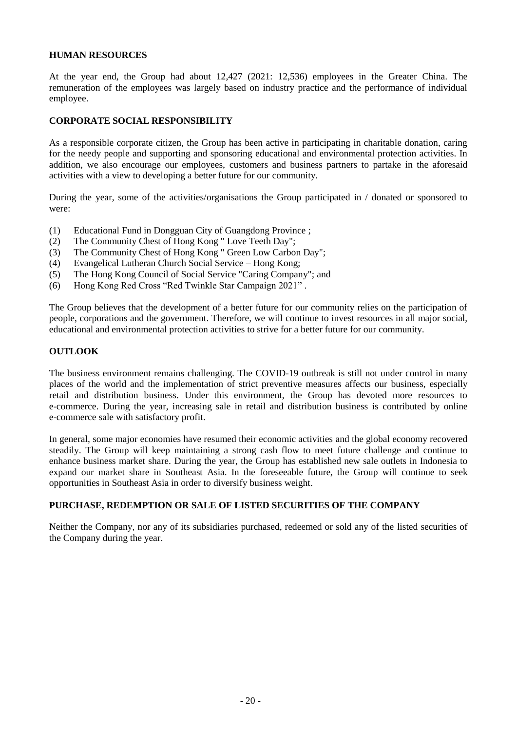## HUMAN RESOURCES

At the year end, the Group had about 12,427 (2021: 12,536) employees in the Greater China. The remuneration of the employees was largely based on industry practice and the performance of individual employee.

## CORPORATE SOCIAL RESPONSIBILITY

As a responsible corporate citizen, the Group has been active in participating in charitable donation, caring for the needy people and supporting and sponsoring educational and environmental protection activities. In addition, we also encourage our employees, customers and business partners to partake in the aforesaid activities with a view to developing a better future for our community.

During the year, some of the activities/organisations the Group participated in / donated or sponsored to were:

(1) Educational Fund in Dongguan City of Guangdong Province ;
(2) The Community Chest of Hong Kong " Love Teeth Day";
(3) The Community Chest of Hong Kong " Green Low Carbon Day";
(4) Evangelical Lutheran Church Social Service – Hong Kong;
(5) The Hong Kong Council of Social Service "Caring Company"; and
(6) Hong Kong Red Cross “Red Twinkle Star Campaign 2021” .

The Group believes that the development of a better future for our community relies on the participation of people, corporations and the government. Therefore, we will continue to invest resources in all major social, educational and environmental protection activities to strive for a better future for our community.

## OUTLOOK

The business environment remains challenging. The COVID-19 outbreak is still not under control in many places of the world and the implementation of strict preventive measures affects our business, especially retail and distribution business. Under this environment, the Group has devoted more resources to e-commerce. During the year, increasing sale in retail and distribution business is contributed by online e-commerce sale with satisfactory profit.

In general, some major economies have resumed their economic activities and the global economy recovered steadily. The Group will keep maintaining a strong cash flow to meet future challenge and continue to enhance business market share. During the year, the Group has established new sale outlets in Indonesia to expand our market share in Southeast Asia. In the foreseeable future, the Group will continue to seek opportunities in Southeast Asia in order to diversify business weight.

## PURCHASE, REDEMPTION OR SALE OF LISTED SECURITIES OF THE COMPANY

Neither the Company, nor any of its subsidiaries purchased, redeemed or sold any of the listed securities of the Company during the year.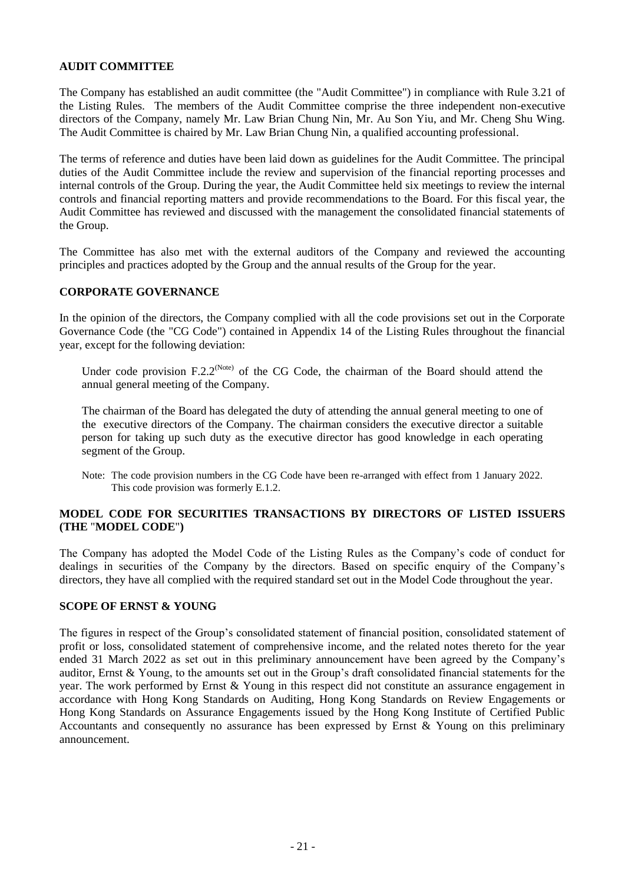## AUDIT COMMITTEE

The Company has established an audit committee (the "Audit Committee") in compliance with Rule 3.21 of the Listing Rules. The members of the Audit Committee comprise the three independent non-executive directors of the Company, namely Mr. Law Brian Chung Nin, Mr. Au Son Yiu, and Mr. Cheng Shu Wing. The Audit Committee is chaired by Mr. Law Brian Chung Nin, a qualified accounting professional.

The terms of reference and duties have been laid down as guidelines for the Audit Committee. The principal duties of the Audit Committee include the review and supervision of the financial reporting processes and internal controls of the Group. During the year, the Audit Committee held six meetings to review the internal controls and financial reporting matters and provide recommendations to the Board. For this fiscal year, the Audit Committee has reviewed and discussed with the management the consolidated financial statements of the Group.

The Committee has also met with the external auditors of the Company and reviewed the accounting principles and practices adopted by the Group and the annual results of the Group for the year.

## CORPORATE GOVERNANCE

In the opinion of the directors, the Company complied with all the code provisions set out in the Corporate Governance Code (the "CG Code") contained in Appendix 14 of the Listing Rules throughout the financial year, except for the following deviation:

> Under code provision F.2.2[Note] of the CG Code, the chairman of the Board should attend the annual general meeting of the Company.
>
> The chairman of the Board has delegated the duty of attending the annual general meeting to one of the executive directors of the Company. The chairman considers the executive director a suitable person for taking up such duty as the executive director has good knowledge in each operating segment of the Group.
>
> Note: The code provision numbers in the CG Code have been re-arranged with effect from 1 January 2022. This code provision was formerly E.1.2.

## MODEL CODE FOR SECURITIES TRANSACTIONS BY DIRECTORS OF LISTED ISSUERS (THE "MODEL CODE")

The Company has adopted the Model Code of the Listing Rules as the Company's code of conduct for dealings in securities of the Company by the directors. Based on specific enquiry of the Company's directors, they have all complied with the required standard set out in the Model Code throughout the year.

## SCOPE OF ERNST & YOUNG

The figures in respect of the Group's consolidated statement of financial position, consolidated statement of profit or loss, consolidated statement of comprehensive income, and the related notes thereto for the year ended 31 March 2022 as set out in this preliminary announcement have been agreed by the Company's auditor, Ernst & Young, to the amounts set out in the Group's draft consolidated financial statements for the year. The work performed by Ernst & Young in this respect did not constitute an assurance engagement in accordance with Hong Kong Standards on Auditing, Hong Kong Standards on Review Engagements or Hong Kong Standards on Assurance Engagements issued by the Hong Kong Institute of Certified Public Accountants and consequently no assurance has been expressed by Ernst & Young on this preliminary announcement.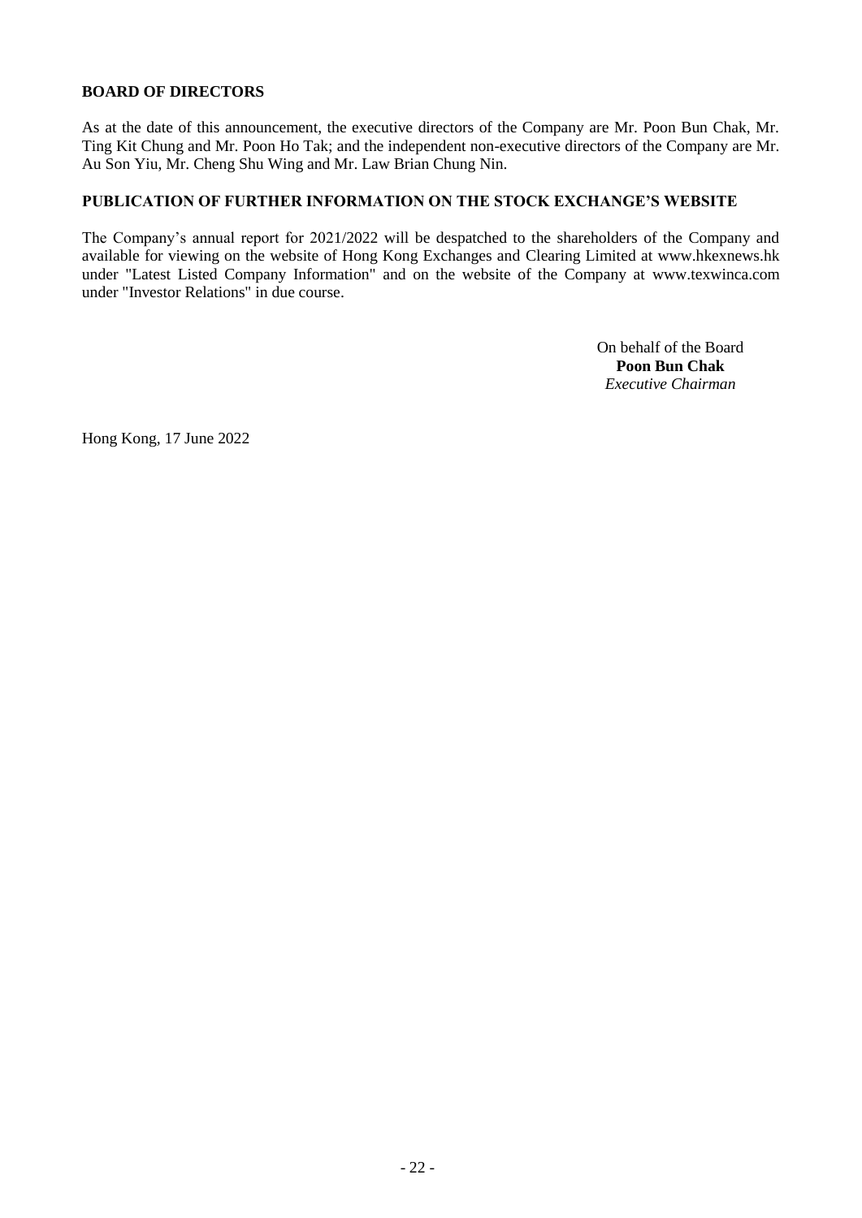## BOARD OF DIRECTORS

As at the date of this announcement, the executive directors of the Company are Mr. Poon Bun Chak, Mr. Ting Kit Chung and Mr. Poon Ho Tak; and the independent non-executive directors of the Company are Mr. Au Son Yiu, Mr. Cheng Shu Wing and Mr. Law Brian Chung Nin.

## PUBLICATION OF FURTHER INFORMATION ON THE STOCK EXCHANGE'S WEBSITE

The Company's annual report for 2021/2022 will be despatched to the shareholders of the Company and available for viewing on the website of Hong Kong Exchanges and Clearing Limited at www.hkexnews.hk under "Latest Listed Company Information" and on the website of the Company at www.texwinca.com under "Investor Relations" in due course.

On behalf of the Board
**Poon Bun Chak**
*Executive Chairman*

Hong Kong, 17 June 2022